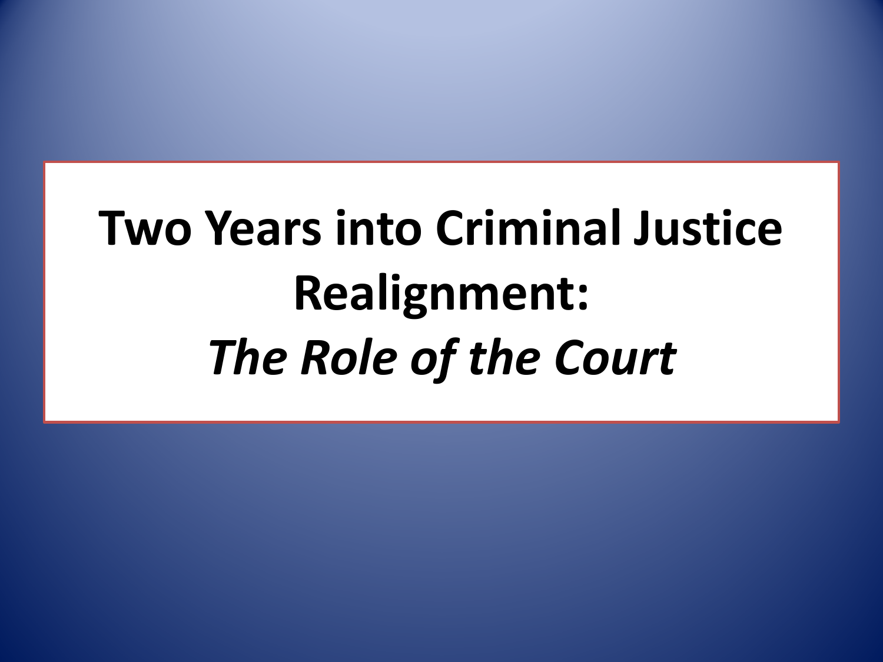# Two Years into Criminal Justice Realignment:
# *The Role of the Court*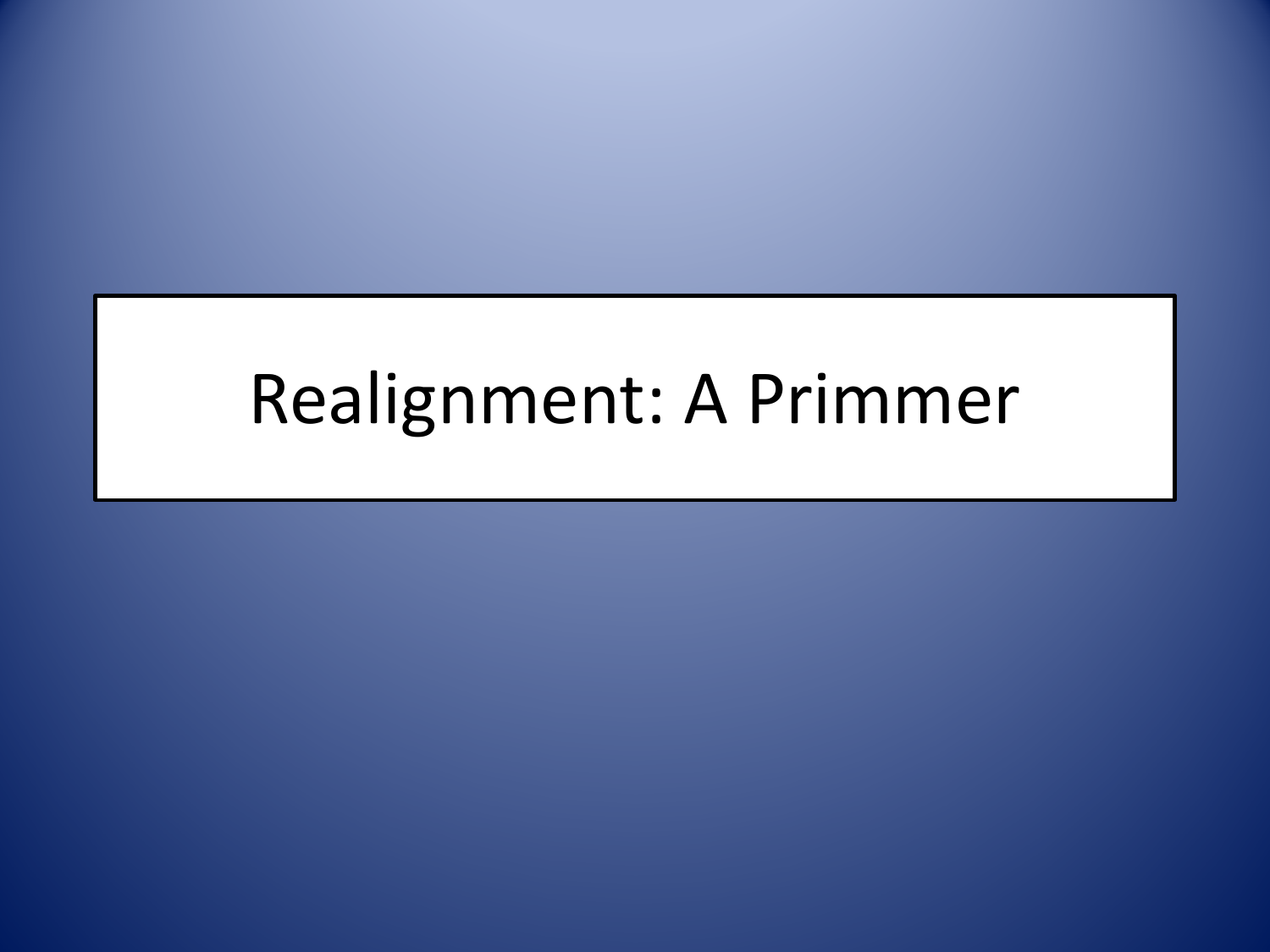# Realignment: A Primmer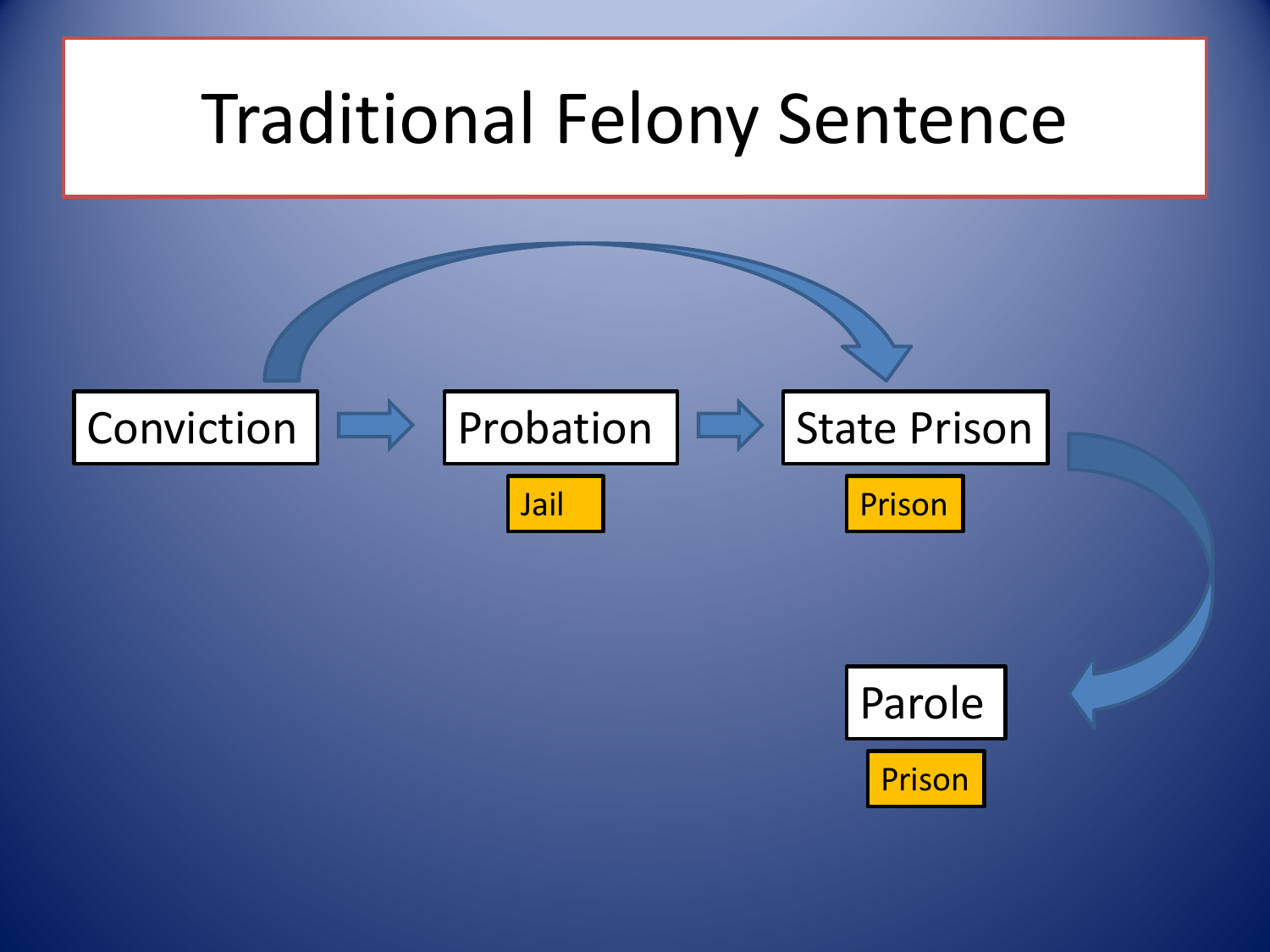# Traditional Felony Sentence

Conviction → Probation → State Prison → Parole

- Probation: Jail
- State Prison: Prison
- Parole: Prison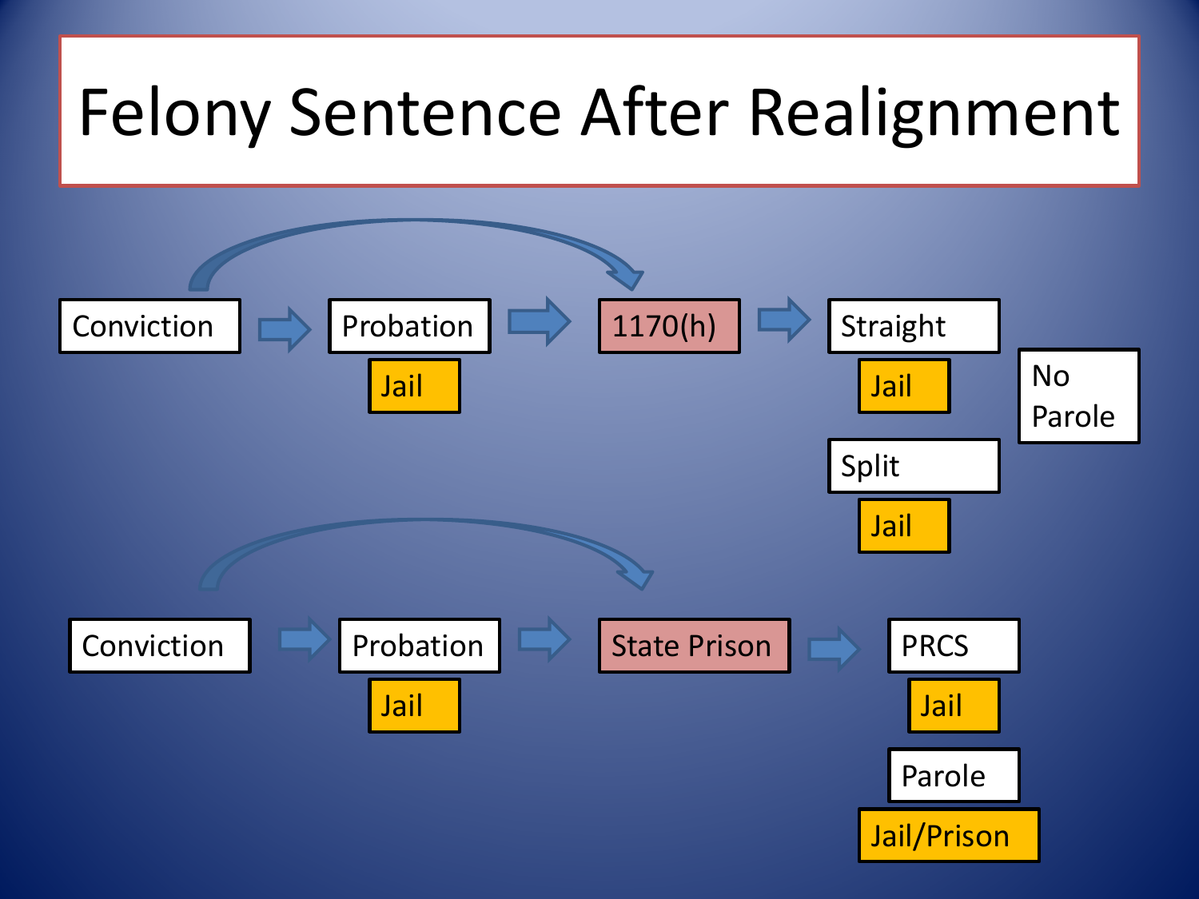# Felony Sentence After Realignment

Conviction → Probation (Jail) → 1170(h) → Straight (Jail) / Split (Jail) — No Parole

Conviction → Probation (Jail) → State Prison → PRCS (Jail) / Parole (Jail/Prison)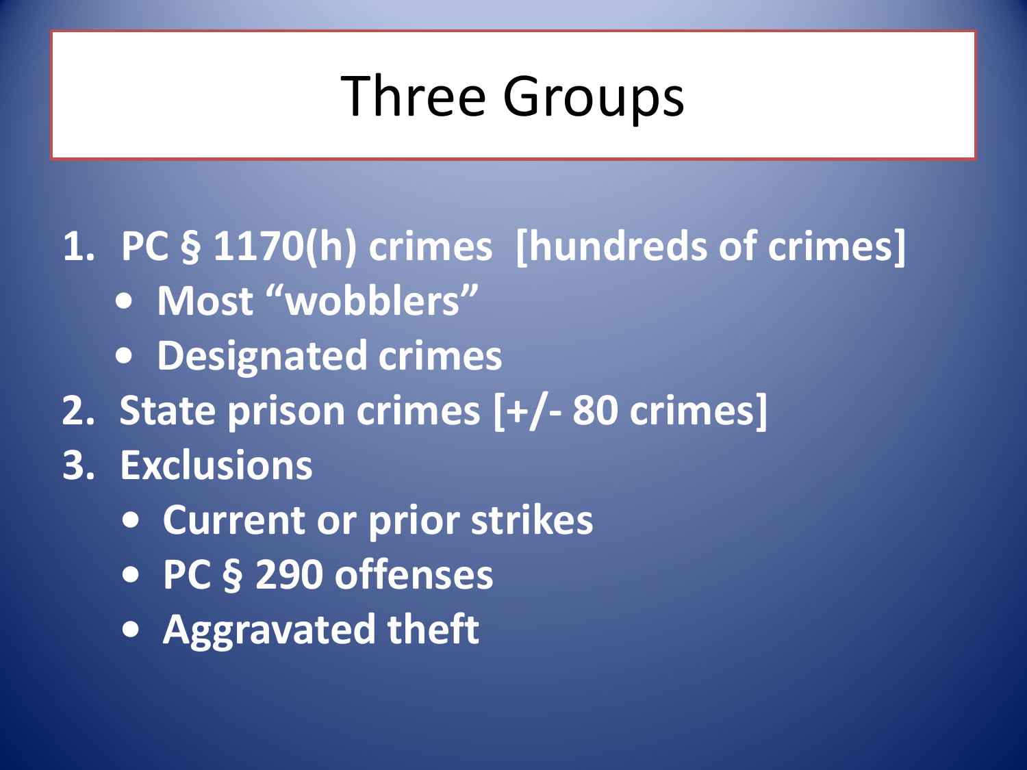# Three Groups

1. **PC § 1170(h) crimes [hundreds of crimes]**
   - **Most "wobblers"**
   - **Designated crimes**
2. **State prison crimes [+/- 80 crimes]**
3. **Exclusions**
   - **Current or prior strikes**
   - **PC § 290 offenses**
   - **Aggravated theft**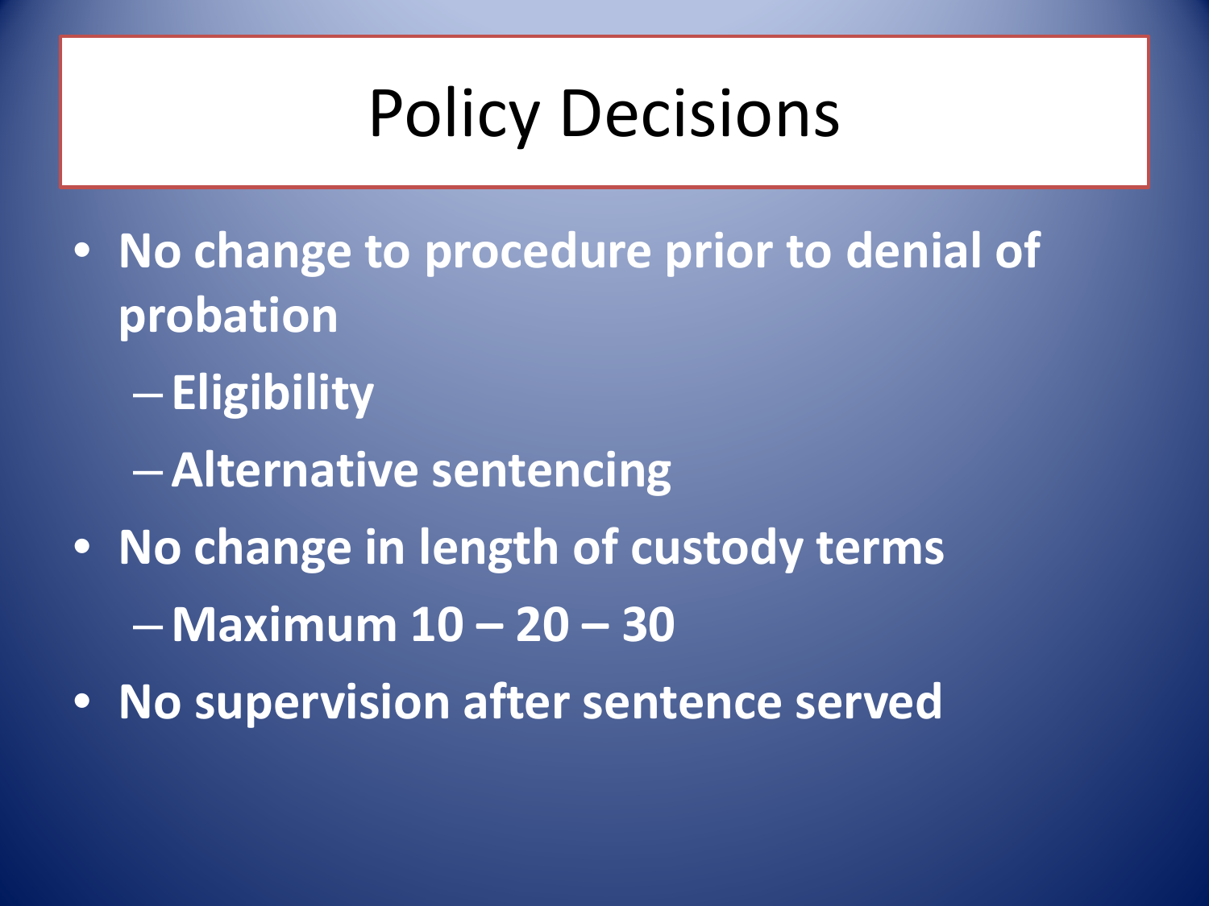# Policy Decisions

- **No change to procedure prior to denial of probation**
  - **Eligibility**
  - **Alternative sentencing**
- **No change in length of custody terms**
  - **Maximum 10 – 20 – 30**
- **No supervision after sentence served**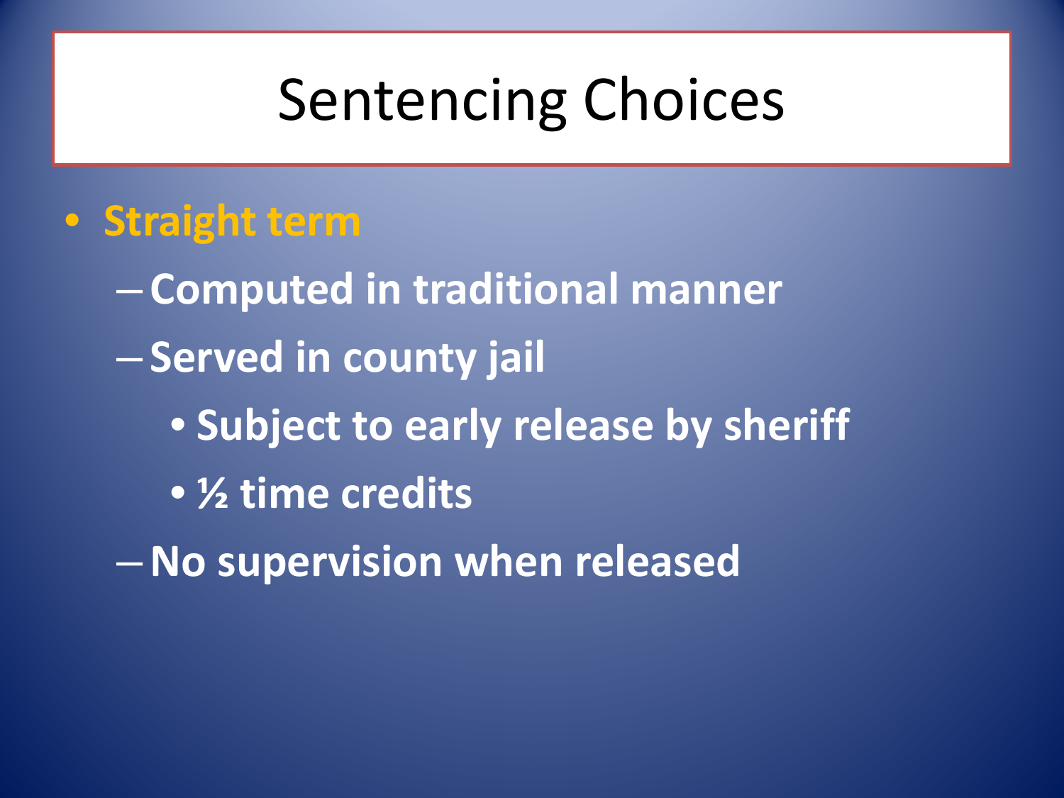# Sentencing Choices

- **Straight term**
  - **Computed in traditional manner**
  - **Served in county jail**
    - **Subject to early release by sheriff**
    - **½ time credits**
  - **No supervision when released**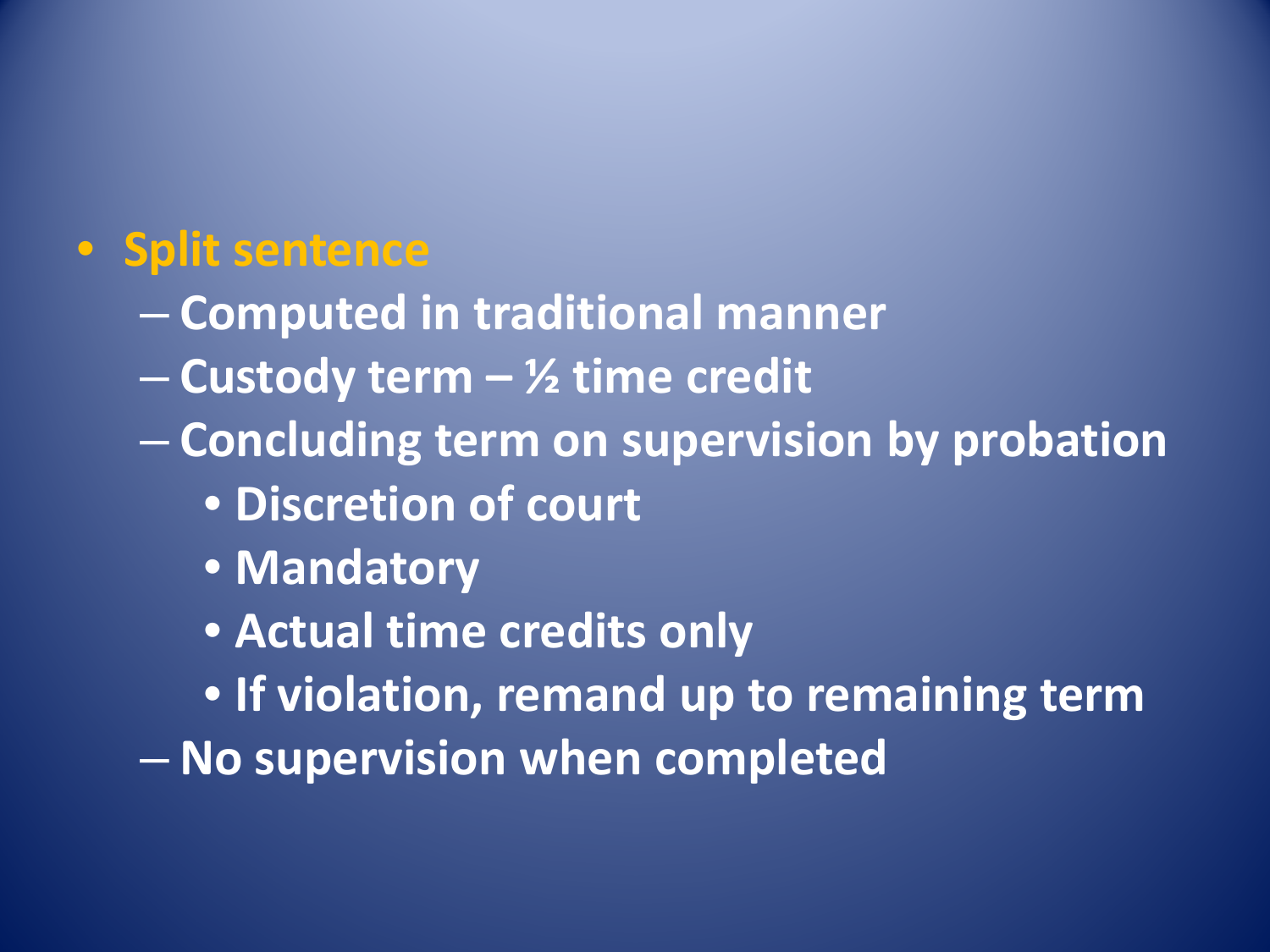- Split sentence
  - Computed in traditional manner
  - Custody term – ½ time credit
  - Concluding term on supervision by probation
    - Discretion of court
    - Mandatory
    - Actual time credits only
    - If violation, remand up to remaining term
  - No supervision when completed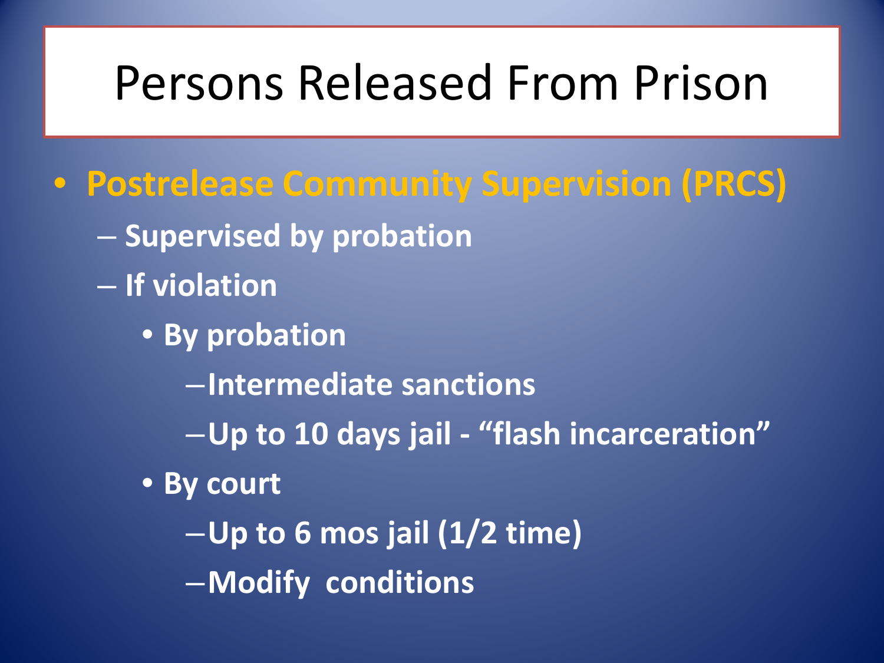# Persons Released From Prison

- **Postrelease Community Supervision (PRCS)**
  - Supervised by probation
  - If violation
    - By probation
      - Intermediate sanctions
      - Up to 10 days jail - "flash incarceration"
    - By court
      - Up to 6 mos jail (1/2 time)
      - Modify conditions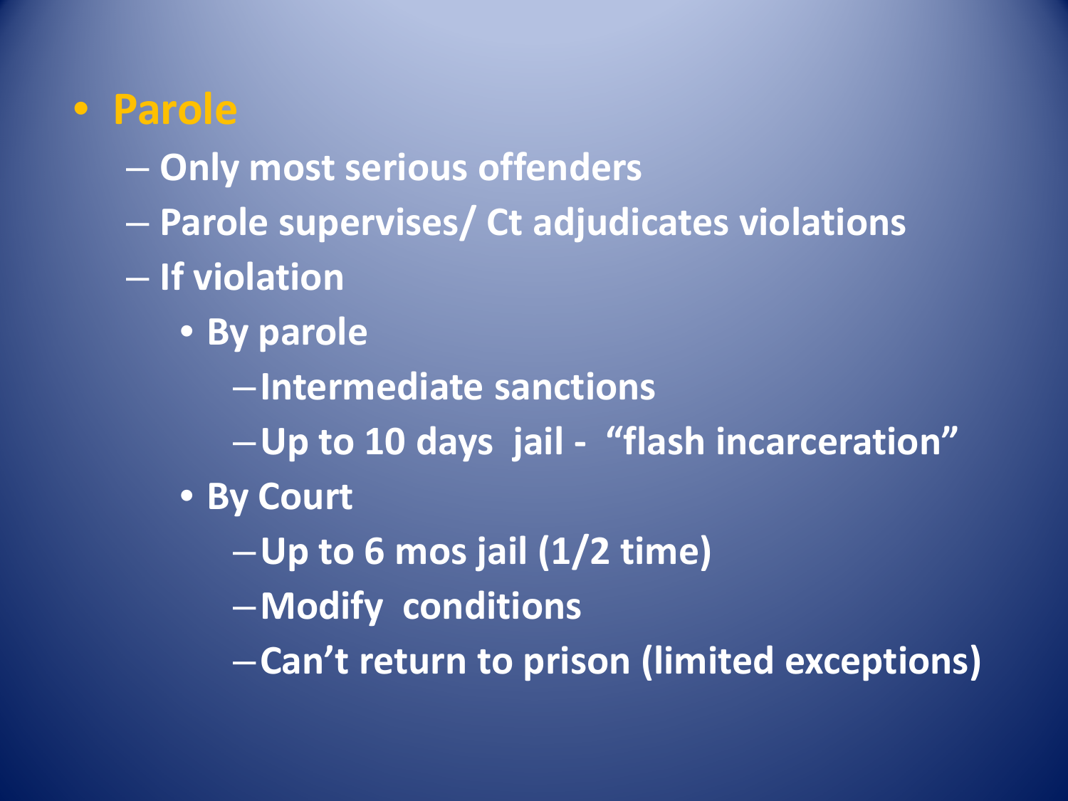- **Parole**
  - Only most serious offenders
  - Parole supervises/ Ct adjudicates violations
  - If violation
    - By parole
      - Intermediate sanctions
      - Up to 10 days jail - "flash incarceration"
    - By Court
      - Up to 6 mos jail (1/2 time)
      - Modify conditions
      - Can't return to prison (limited exceptions)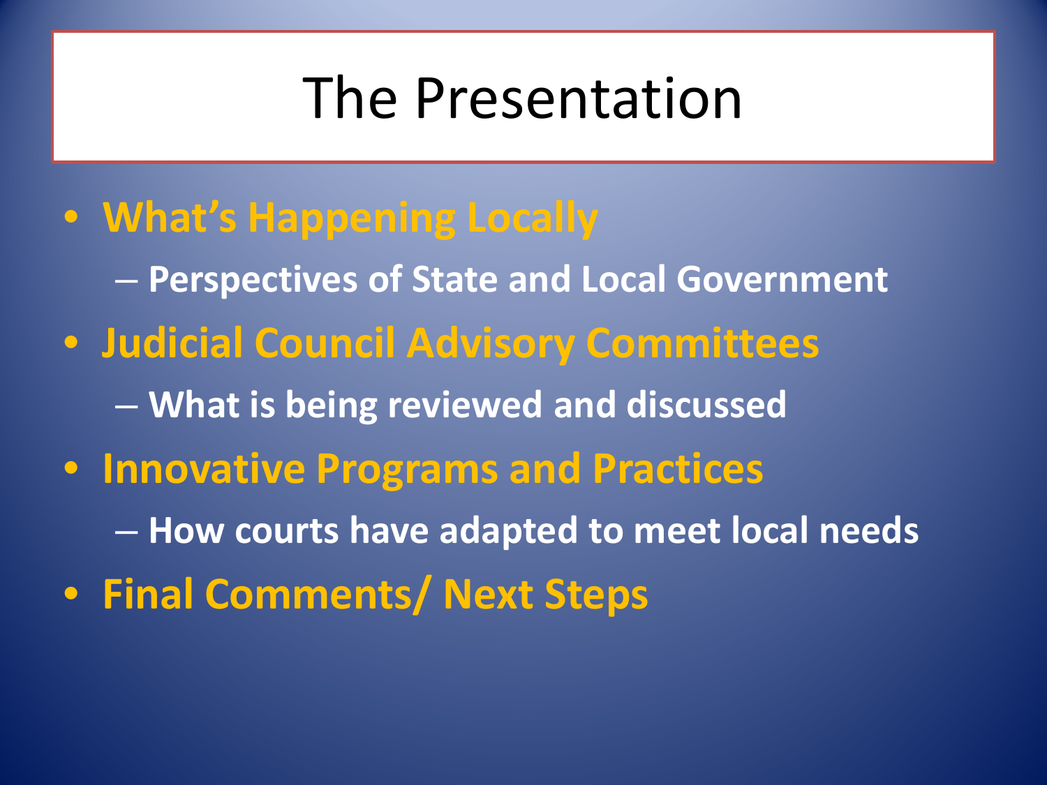# The Presentation

- **What's Happening Locally**
  - **Perspectives of State and Local Government**
- **Judicial Council Advisory Committees**
  - **What is being reviewed and discussed**
- **Innovative Programs and Practices**
  - **How courts have adapted to meet local needs**
- **Final Comments/ Next Steps**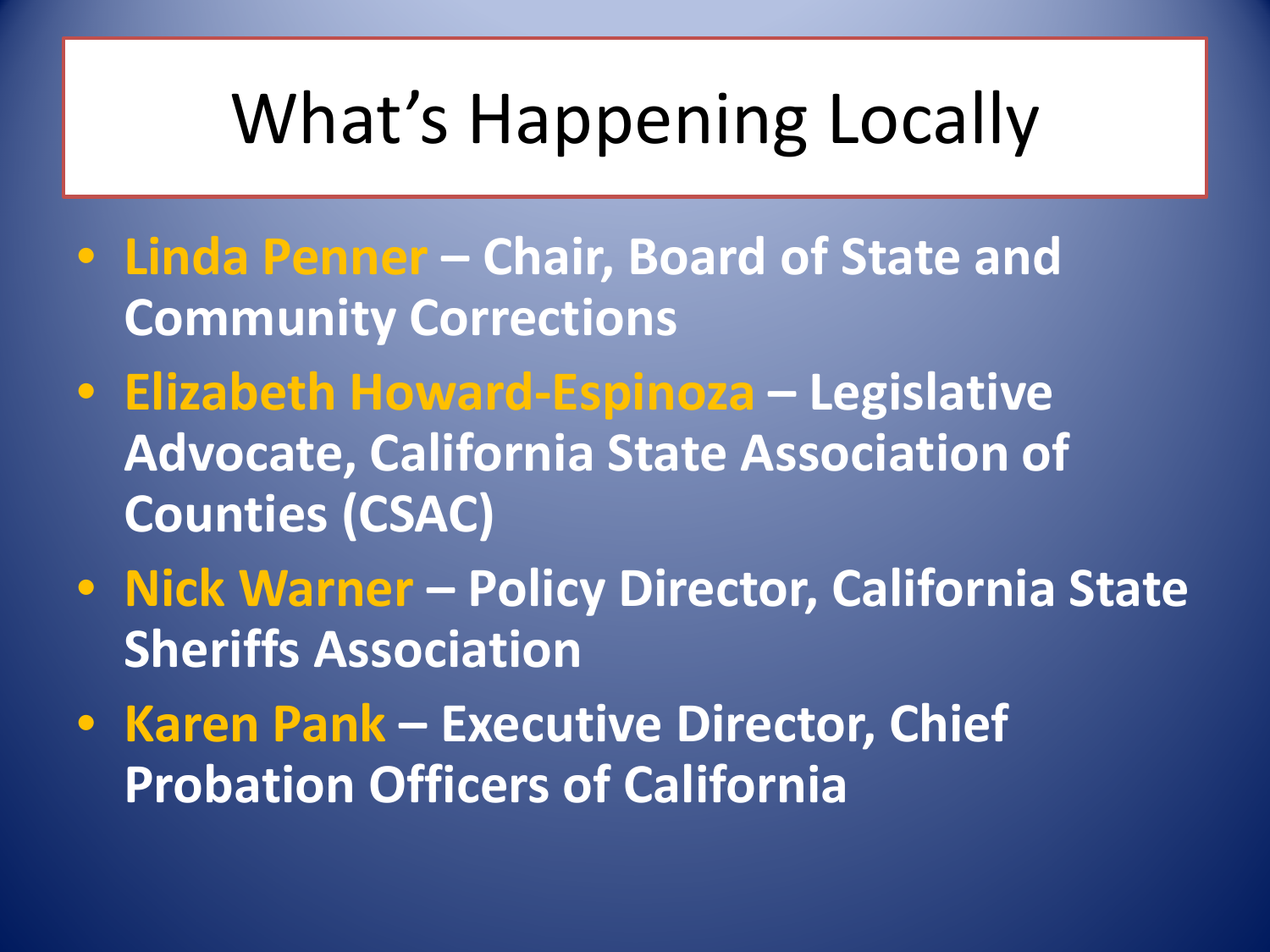# What's Happening Locally

- **Linda Penner – Chair, Board of State and Community Corrections**
- **Elizabeth Howard-Espinoza – Legislative Advocate, California State Association of Counties (CSAC)**
- **Nick Warner – Policy Director, California State Sheriffs Association**
- **Karen Pank – Executive Director, Chief Probation Officers of California**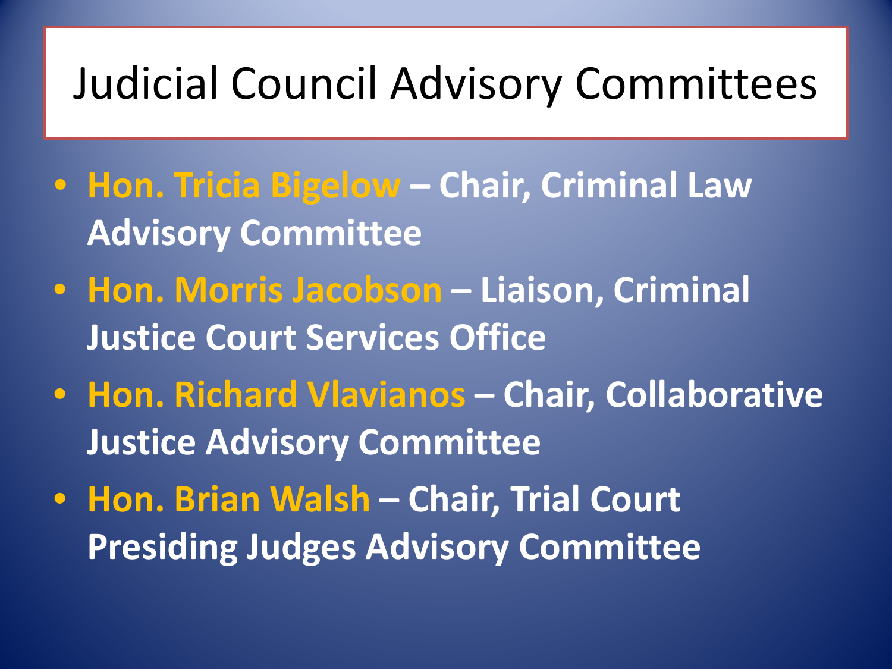# Judicial Council Advisory Committees

- **Hon. Tricia Bigelow – Chair, Criminal Law Advisory Committee**
- **Hon. Morris Jacobson – Liaison, Criminal Justice Court Services Office**
- **Hon. Richard Vlavianos – Chair, Collaborative Justice Advisory Committee**
- **Hon. Brian Walsh – Chair, Trial Court Presiding Judges Advisory Committee**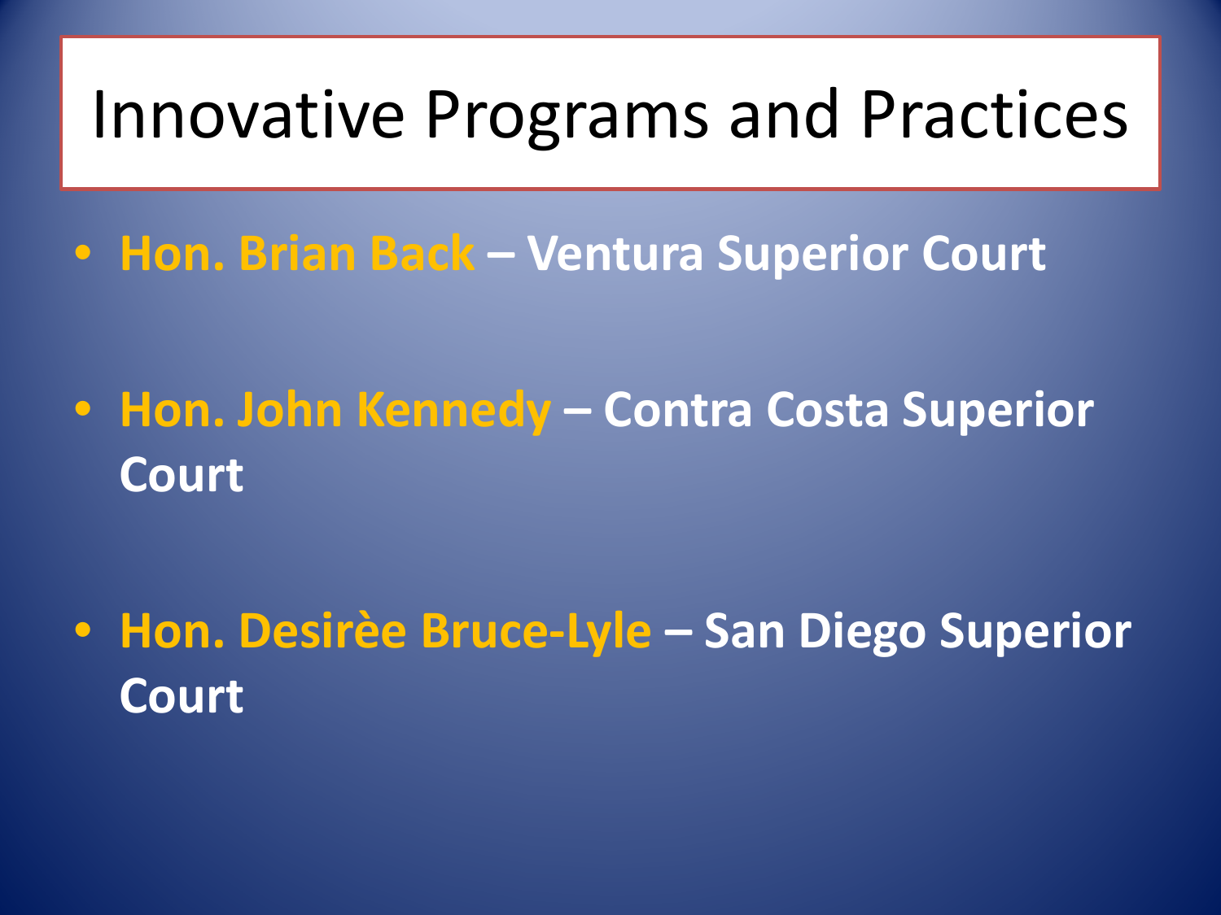# Innovative Programs and Practices

- **Hon. Brian Back – Ventura Superior Court**
- **Hon. John Kennedy – Contra Costa Superior Court**
- **Hon. Desirèe Bruce-Lyle – San Diego Superior Court**